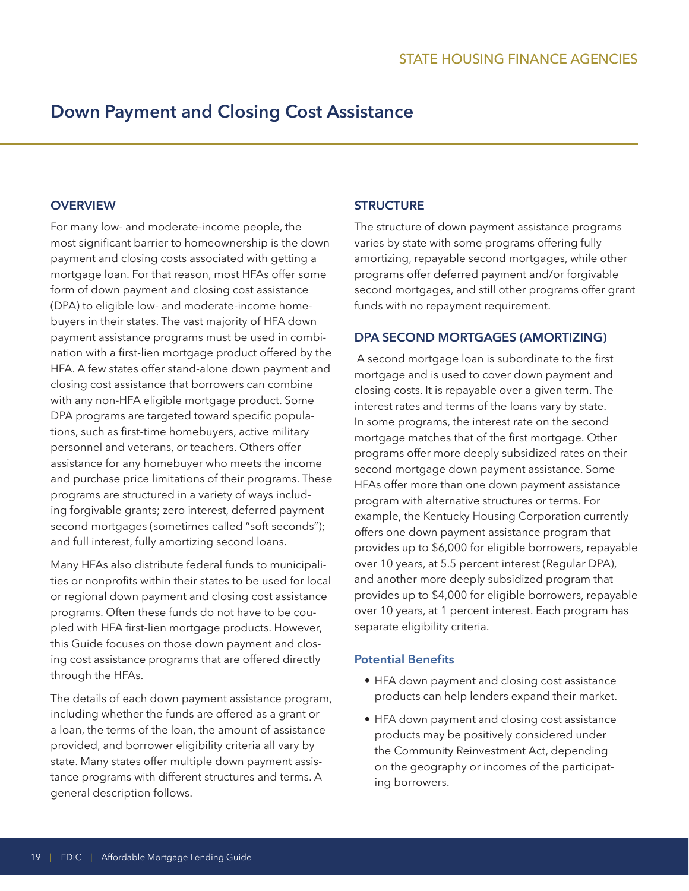# Down Payment and Closing Cost Assistance

## OVERVIEW

For many low- and moderate-income people, the most significant barrier to homeownership is the down payment and closing costs associated with getting a mortgage loan. For that reason, most HFAs offer some form of down payment and closing cost assistance (DPA) to eligible low- and moderate-income homebuyers in their states. The vast majority of HFA down payment assistance programs must be used in combination with a first-lien mortgage product offered by the HFA. A few states offer stand-alone down payment and closing cost assistance that borrowers can combine with any non-HFA eligible mortgage product. Some DPA programs are targeted toward specific populations, such as first-time homebuyers, active military personnel and veterans, or teachers. Others offer assistance for any homebuyer who meets the income and purchase price limitations of their programs. These programs are structured in a variety of ways including forgivable grants; zero interest, deferred payment second mortgages (sometimes called "soft seconds"); and full interest, fully amortizing second loans.

Many HFAs also distribute federal funds to municipalities or nonprofits within their states to be used for local or regional down payment and closing cost assistance programs. Often these funds do not have to be coupled with HFA first-lien mortgage products. However, this Guide focuses on those down payment and closing cost assistance programs that are offered directly through the HFAs.

The details of each down payment assistance program, including whether the funds are offered as a grant or a loan, the terms of the loan, the amount of assistance provided, and borrower eligibility criteria all vary by state. Many states offer multiple down payment assistance programs with different structures and terms. A general description follows.

## STRUCTURE

The structure of down payment assistance programs varies by state with some programs offering fully amortizing, repayable second mortgages, while other programs offer deferred payment and/or forgivable second mortgages, and still other programs offer grant funds with no repayment requirement.

## DPA SECOND MORTGAGES (AMORTIZING)

A second mortgage loan is subordinate to the first mortgage and is used to cover down payment and closing costs. It is repayable over a given term. The interest rates and terms of the loans vary by state. In some programs, the interest rate on the second mortgage matches that of the first mortgage. Other programs offer more deeply subsidized rates on their second mortgage down payment assistance. Some HFAs offer more than one down payment assistance program with alternative structures or terms. For example, the Kentucky Housing Corporation currently offers one down payment assistance program that provides up to $6,000 for eligible borrowers, repayable over 10 years, at 5.5 percent interest (Regular DPA), and another more deeply subsidized program that provides up to $4,000 for eligible borrowers, repayable over 10 years, at 1 percent interest. Each program has separate eligibility criteria.

### Potential Benefits

- HFA down payment and closing cost assistance products can help lenders expand their market.
- HFA down payment and closing cost assistance products may be positively considered under the Community Reinvestment Act, depending on the geography or incomes of the participating borrowers.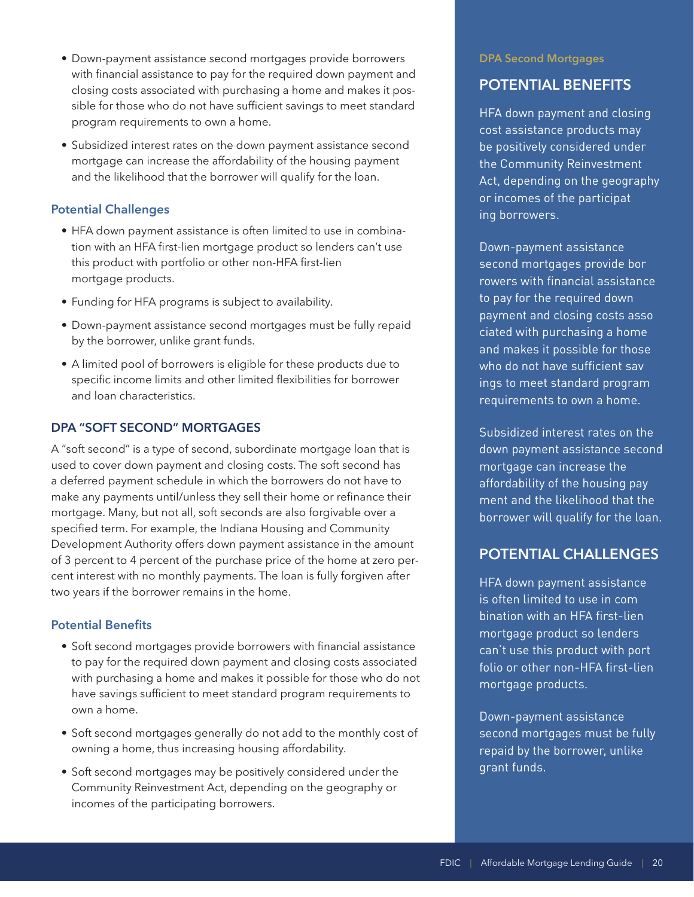- Down-payment assistance second mortgages provide borrowers with financial assistance to pay for the required down payment and closing costs associated with purchasing a home and makes it possible for those who do not have sufficient savings to meet standard program requirements to own a home.
- Subsidized interest rates on the down payment assistance second mortgage can increase the affordability of the housing payment and the likelihood that the borrower will qualify for the loan.

### Potential Challenges

- HFA down payment assistance is often limited to use in combination with an HFA first-lien mortgage product so lenders can't use this product with portfolio or other non-HFA first-lien mortgage products.
- Funding for HFA programs is subject to availability.
- Down-payment assistance second mortgages must be fully repaid by the borrower, unlike grant funds.
- A limited pool of borrowers is eligible for these products due to specific income limits and other limited flexibilities for borrower and loan characteristics.

## DPA "SOFT SECOND" MORTGAGES

A "soft second" is a type of second, subordinate mortgage loan that is used to cover down payment and closing costs. The soft second has a deferred payment schedule in which the borrowers do not have to make any payments until/unless they sell their home or refinance their mortgage. Many, but not all, soft seconds are also forgivable over a specified term. For example, the Indiana Housing and Community Development Authority offers down payment assistance in the amount of 3 percent to 4 percent of the purchase price of the home at zero percent interest with no monthly payments. The loan is fully forgiven after two years if the borrower remains in the home.

### Potential Benefits

- Soft second mortgages provide borrowers with financial assistance to pay for the required down payment and closing costs associated with purchasing a home and makes it possible for those who do not have savings sufficient to meet standard program requirements to own a home.
- Soft second mortgages generally do not add to the monthly cost of owning a home, thus increasing housing affordability.
- Soft second mortgages may be positively considered under the Community Reinvestment Act, depending on the geography or incomes of the participating borrowers.

---

DPA Second Mortgages

## POTENTIAL BENEFITS

HFA down payment and closing cost assistance products may be positively considered under the Community Reinvestment Act, depending on the geography or incomes of the participating borrowers.

Down-payment assistance second mortgages provide borrowers with financial assistance to pay for the required down payment and closing costs associated with purchasing a home and makes it possible for those who do not have sufficient savings to meet standard program requirements to own a home.

Subsidized interest rates on the down payment assistance second mortgage can increase the affordability of the housing payment and the likelihood that the borrower will qualify for the loan.

## POTENTIAL CHALLENGES

HFA down payment assistance is often limited to use in combination with an HFA first-lien mortgage product so lenders can't use this product with portfolio or other non-HFA first-lien mortgage products.

Down-payment assistance second mortgages must be fully repaid by the borrower, unlike grant funds.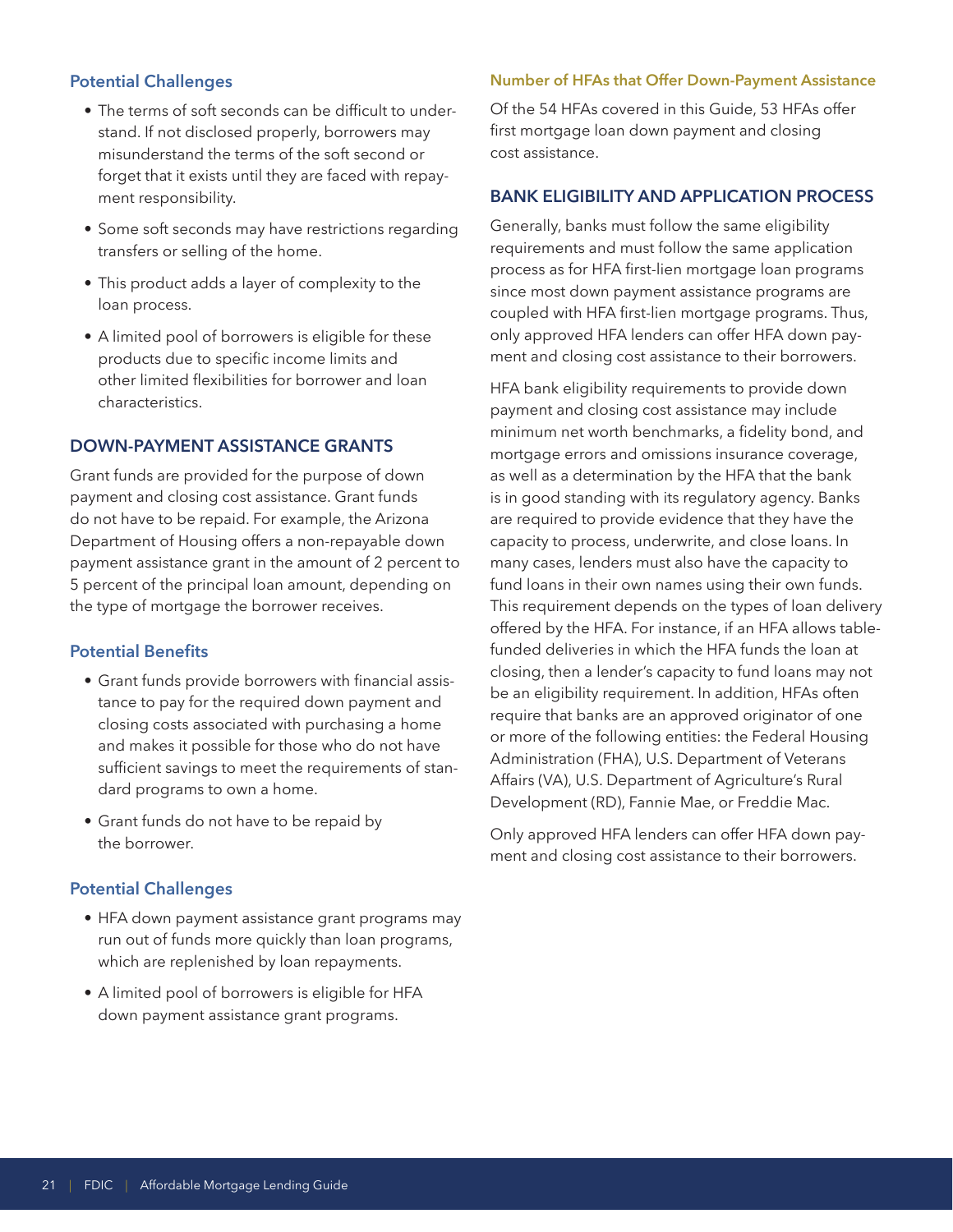### Potential Challenges

- The terms of soft seconds can be difficult to understand. If not disclosed properly, borrowers may misunderstand the terms of the soft second or forget that it exists until they are faced with repayment responsibility.
- Some soft seconds may have restrictions regarding transfers or selling of the home.
- This product adds a layer of complexity to the loan process.
- A limited pool of borrowers is eligible for these products due to specific income limits and other limited flexibilities for borrower and loan characteristics.

## DOWN-PAYMENT ASSISTANCE GRANTS

Grant funds are provided for the purpose of down payment and closing cost assistance. Grant funds do not have to be repaid. For example, the Arizona Department of Housing offers a non-repayable down payment assistance grant in the amount of 2 percent to 5 percent of the principal loan amount, depending on the type of mortgage the borrower receives.

### Potential Benefits

- Grant funds provide borrowers with financial assistance to pay for the required down payment and closing costs associated with purchasing a home and makes it possible for those who do not have sufficient savings to meet the requirements of standard programs to own a home.
- Grant funds do not have to be repaid by the borrower.

### Potential Challenges

- HFA down payment assistance grant programs may run out of funds more quickly than loan programs, which are replenished by loan repayments.
- A limited pool of borrowers is eligible for HFA down payment assistance grant programs.

#### Number of HFAs that Offer Down-Payment Assistance

Of the 54 HFAs covered in this Guide, 53 HFAs offer first mortgage loan down payment and closing cost assistance.

## BANK ELIGIBILITY AND APPLICATION PROCESS

Generally, banks must follow the same eligibility requirements and must follow the same application process as for HFA first-lien mortgage loan programs since most down payment assistance programs are coupled with HFA first-lien mortgage programs. Thus, only approved HFA lenders can offer HFA down payment and closing cost assistance to their borrowers.

HFA bank eligibility requirements to provide down payment and closing cost assistance may include minimum net worth benchmarks, a fidelity bond, and mortgage errors and omissions insurance coverage, as well as a determination by the HFA that the bank is in good standing with its regulatory agency. Banks are required to provide evidence that they have the capacity to process, underwrite, and close loans. In many cases, lenders must also have the capacity to fund loans in their own names using their own funds. This requirement depends on the types of loan delivery offered by the HFA. For instance, if an HFA allows table-funded deliveries in which the HFA funds the loan at closing, then a lender's capacity to fund loans may not be an eligibility requirement. In addition, HFAs often require that banks are an approved originator of one or more of the following entities: the Federal Housing Administration (FHA), U.S. Department of Veterans Affairs (VA), U.S. Department of Agriculture's Rural Development (RD), Fannie Mae, or Freddie Mac.

Only approved HFA lenders can offer HFA down payment and closing cost assistance to their borrowers.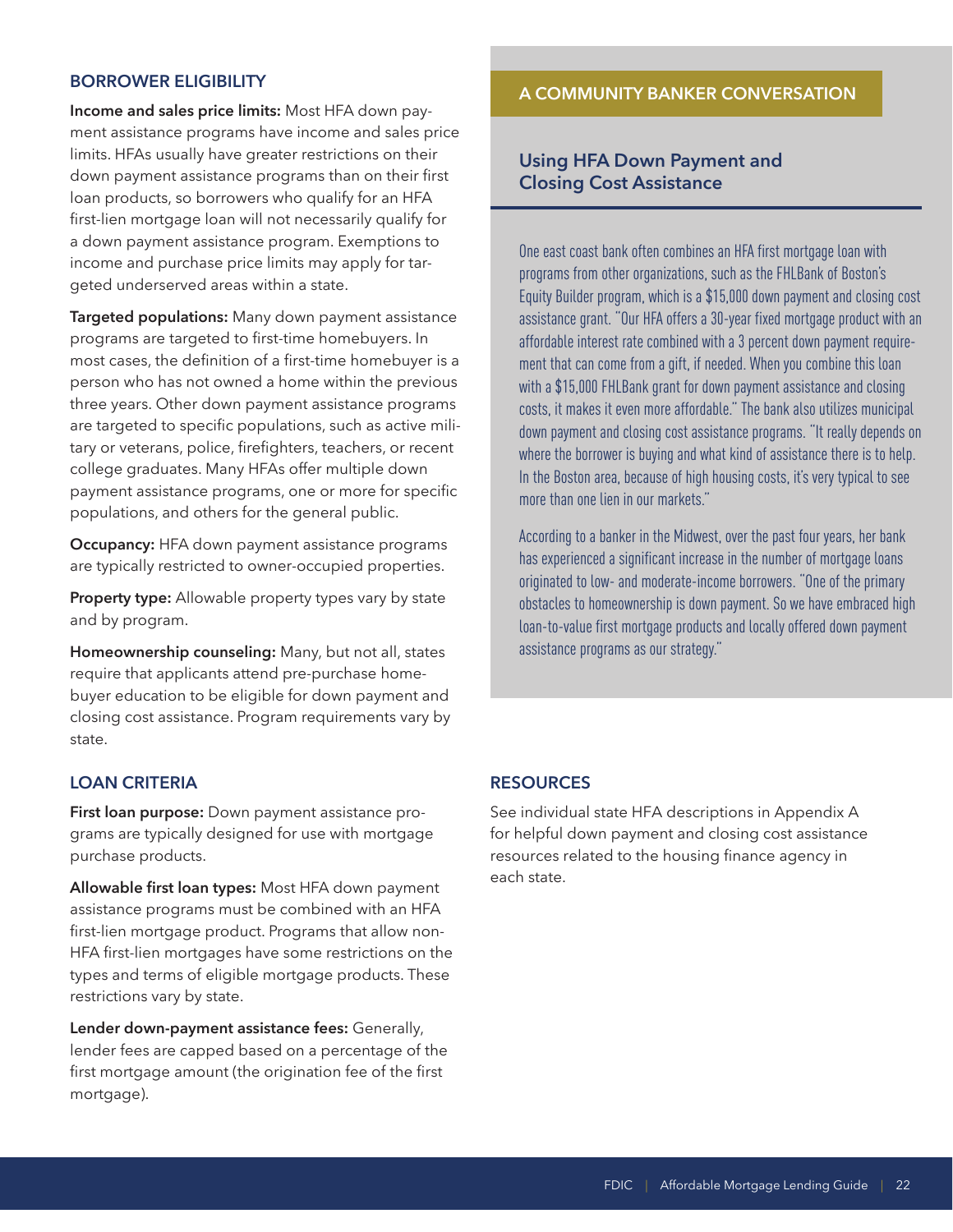## BORROWER ELIGIBILITY

**Income and sales price limits:** Most HFA down payment assistance programs have income and sales price limits. HFAs usually have greater restrictions on their down payment assistance programs than on their first loan products, so borrowers who qualify for an HFA first-lien mortgage loan will not necessarily qualify for a down payment assistance program. Exemptions to income and purchase price limits may apply for targeted underserved areas within a state.

**Targeted populations:** Many down payment assistance programs are targeted to first-time homebuyers. In most cases, the definition of a first-time homebuyer is a person who has not owned a home within the previous three years. Other down payment assistance programs are targeted to specific populations, such as active military or veterans, police, firefighters, teachers, or recent college graduates. Many HFAs offer multiple down payment assistance programs, one or more for specific populations, and others for the general public.

**Occupancy:** HFA down payment assistance programs are typically restricted to owner-occupied properties.

**Property type:** Allowable property types vary by state and by program.

**Homeownership counseling:** Many, but not all, states require that applicants attend pre-purchase homebuyer education to be eligible for down payment and closing cost assistance. Program requirements vary by state.

## LOAN CRITERIA

**First loan purpose:** Down payment assistance programs are typically designed for use with mortgage purchase products.

**Allowable first loan types:** Most HFA down payment assistance programs must be combined with an HFA first-lien mortgage product. Programs that allow non-HFA first-lien mortgages have some restrictions on the types and terms of eligible mortgage products. These restrictions vary by state.

**Lender down-payment assistance fees:** Generally, lender fees are capped based on a percentage of the first mortgage amount (the origination fee of the first mortgage).

## A COMMUNITY BANKER CONVERSATION

### Using HFA Down Payment and Closing Cost Assistance

One east coast bank often combines an HFA first mortgage loan with programs from other organizations, such as the FHLBank of Boston's Equity Builder program, which is a $15,000 down payment and closing cost assistance grant. "Our HFA offers a 30-year fixed mortgage product with an affordable interest rate combined with a 3 percent down payment requirement that can come from a gift, if needed. When you combine this loan with a $15,000 FHLBank grant for down payment assistance and closing costs, it makes it even more affordable." The bank also utilizes municipal down payment and closing cost assistance programs. "It really depends on where the borrower is buying and what kind of assistance there is to help. In the Boston area, because of high housing costs, it's very typical to see more than one lien in our markets."

According to a banker in the Midwest, over the past four years, her bank has experienced a significant increase in the number of mortgage loans originated to low- and moderate-income borrowers. "One of the primary obstacles to homeownership is down payment. So we have embraced high loan-to-value first mortgage products and locally offered down payment assistance programs as our strategy."

## RESOURCES

See individual state HFA descriptions in Appendix A for helpful down payment and closing cost assistance resources related to the housing finance agency in each state.